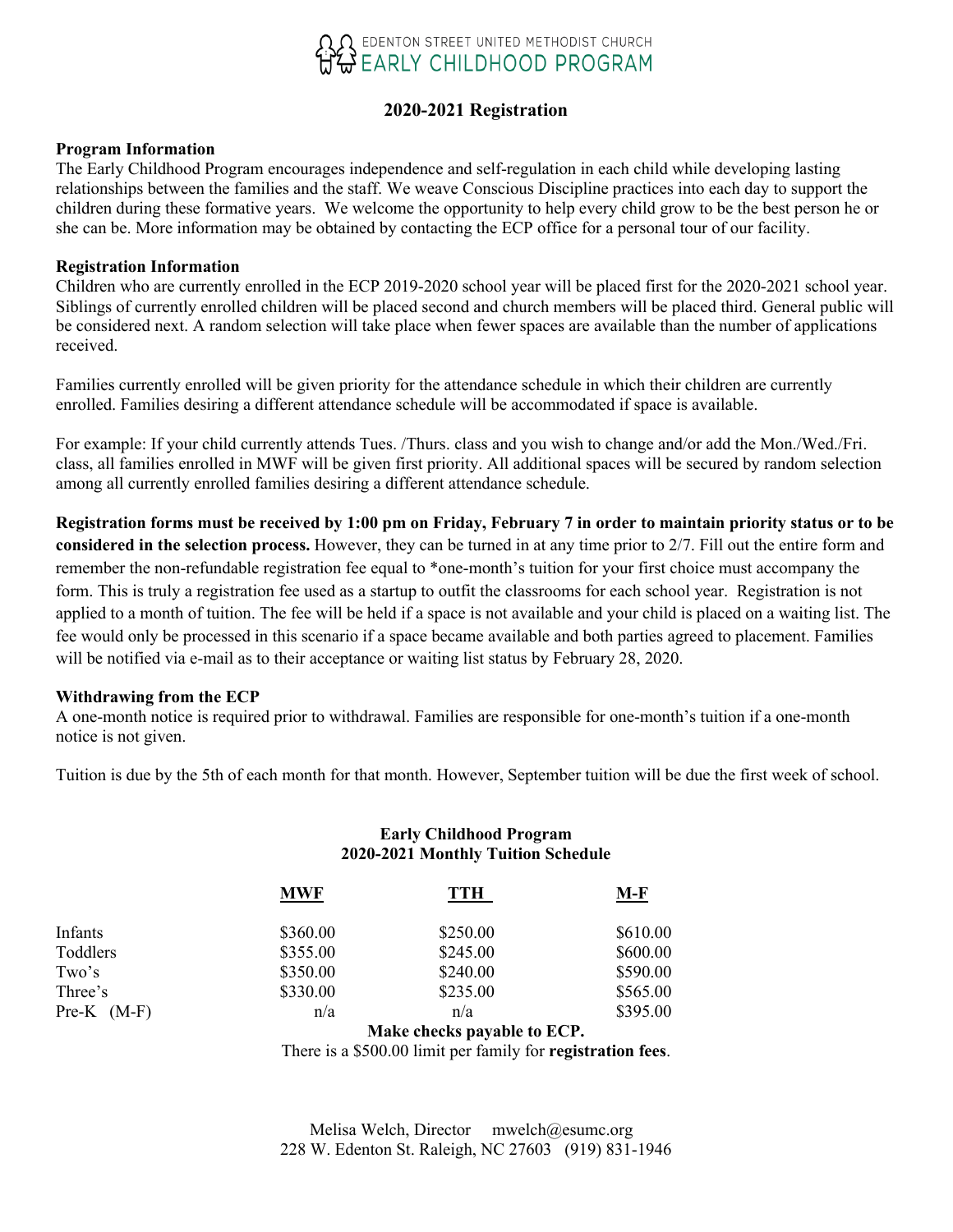EDENTON STREET UNITED METHODIST CHURCH
EARLY CHILDHOOD PROGRAM

## 2020-2021 Registration

**Program Information**

The Early Childhood Program encourages independence and self-regulation in each child while developing lasting relationships between the families and the staff. We weave Conscious Discipline practices into each day to support the children during these formative years. We welcome the opportunity to help every child grow to be the best person he or she can be. More information may be obtained by contacting the ECP office for a personal tour of our facility.

**Registration Information**

Children who are currently enrolled in the ECP 2019-2020 school year will be placed first for the 2020-2021 school year. Siblings of currently enrolled children will be placed second and church members will be placed third. General public will be considered next. A random selection will take place when fewer spaces are available than the number of applications received.

Families currently enrolled will be given priority for the attendance schedule in which their children are currently enrolled. Families desiring a different attendance schedule will be accommodated if space is available.

For example: If your child currently attends Tues. /Thurs. class and you wish to change and/or add the Mon./Wed./Fri. class, all families enrolled in MWF will be given first priority. All additional spaces will be secured by random selection among all currently enrolled families desiring a different attendance schedule.

**Registration forms must be received by 1:00 pm on Friday, February 7 in order to maintain priority status or to be considered in the selection process.** However, they can be turned in at any time prior to 2/7. Fill out the entire form and remember the non-refundable registration fee equal to *one-month's tuition for your first choice must accompany the form. This is truly a registration fee used as a startup to outfit the classrooms for each school year. Registration is not applied to a month of tuition. The fee will be held if a space is not available and your child is placed on a waiting list. The fee would only be processed in this scenario if a space became available and both parties agreed to placement. Families will be notified via e-mail as to their acceptance or waiting list status by February 28, 2020.

**Withdrawing from the ECP**

A one-month notice is required prior to withdrawal. Families are responsible for one-month's tuition if a one-month notice is not given.

Tuition is due by the 5th of each month for that month. However, September tuition will be due the first week of school.

**Early Childhood Program**
**2020-2021 Monthly Tuition Schedule**

| | MWF | TTH | M-F |
|---|---|---|---|
| Infants | $360.00 | $250.00 | $610.00 |
| Toddlers | $355.00 | $245.00 | $600.00 |
| Two's | $350.00 | $240.00 | $590.00 |
| Three's | $330.00 | $235.00 | $565.00 |
| Pre-K (M-F) | n/a | n/a | $395.00 |

**Make checks payable to ECP.**

There is a $500.00 limit per family for **registration fees**.

Melisa Welch, Director mwelch@esumc.org
228 W. Edenton St. Raleigh, NC 27603 (919) 831-1946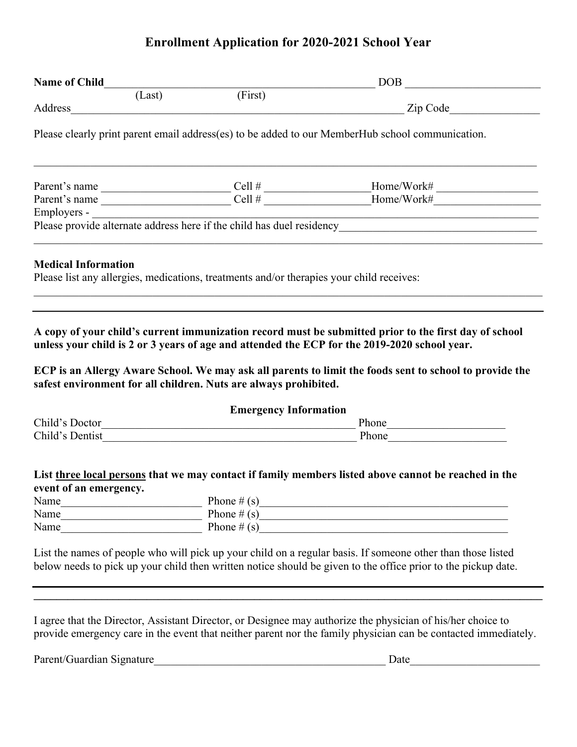# Enrollment Application for 2020-2021 School Year

**Name of Child**\_\_\_\_\_\_\_\_\_\_\_\_\_\_\_\_\_\_\_\_\_\_\_\_\_\_\_\_\_\_\_\_\_\_\_\_\_\_\_\_\_\_\_\_ DOB \_\_\_\_\_\_\_\_\_\_\_\_\_\_\_\_\_\_\_\_\_\_

(Last) (First)

Address\_\_\_\_\_\_\_\_\_\_\_\_\_\_\_\_\_\_\_\_\_\_\_\_\_\_\_\_\_\_\_\_\_\_\_\_\_\_\_\_\_\_\_\_\_\_\_\_\_\_\_\_\_\_\_ Zip Code\_\_\_\_\_\_\_\_\_\_\_\_\_\_\_

Please clearly print parent email address(es) to be added to our MemberHub school communication.

\_\_\_\_\_\_\_\_\_\_\_\_\_\_\_\_\_\_\_\_\_\_\_\_\_\_\_\_\_\_\_\_\_\_\_\_\_\_\_\_\_\_\_\_\_\_\_\_\_\_\_\_\_\_\_\_\_\_\_\_\_\_\_\_\_\_\_\_\_\_\_\_\_\_\_\_\_\_\_\_

Parent's name \_\_\_\_\_\_\_\_\_\_\_\_\_\_\_\_\_\_\_\_ Cell # \_\_\_\_\_\_\_\_\_\_\_\_\_\_\_\_Home/Work# \_\_\_\_\_\_\_\_\_\_\_\_\_\_\_\_

Parent's name \_\_\_\_\_\_\_\_\_\_\_\_\_\_\_\_\_\_\_\_ Cell # \_\_\_\_\_\_\_\_\_\_\_\_\_\_\_\_Home/Work#\_\_\_\_\_\_\_\_\_\_\_\_\_\_\_\_

Employers - \_\_\_\_\_\_\_\_\_\_\_\_\_\_\_\_\_\_\_\_\_\_\_\_\_\_\_\_\_\_\_\_\_\_\_\_\_\_\_\_\_\_\_\_\_\_\_\_\_\_\_\_\_\_\_\_\_\_\_\_\_\_\_\_\_\_\_\_\_\_

Please provide alternate address here if the child has duel residency\_\_\_\_\_\_\_\_\_\_\_\_\_\_\_\_\_\_\_\_\_\_\_\_\_\_\_\_\_\_

\_\_\_\_\_\_\_\_\_\_\_\_\_\_\_\_\_\_\_\_\_\_\_\_\_\_\_\_\_\_\_\_\_\_\_\_\_\_\_\_\_\_\_\_\_\_\_\_\_\_\_\_\_\_\_\_\_\_\_\_\_\_\_\_\_\_\_\_\_\_\_\_\_\_\_\_\_\_\_\_

**Medical Information**

Please list any allergies, medications, treatments and/or therapies your child receives:

\_\_\_\_\_\_\_\_\_\_\_\_\_\_\_\_\_\_\_\_\_\_\_\_\_\_\_\_\_\_\_\_\_\_\_\_\_\_\_\_\_\_\_\_\_\_\_\_\_\_\_\_\_\_\_\_\_\_\_\_\_\_\_\_\_\_\_\_\_\_\_\_\_\_\_\_\_\_\_\_

\_\_\_\_\_\_\_\_\_\_\_\_\_\_\_\_\_\_\_\_\_\_\_\_\_\_\_\_\_\_\_\_\_\_\_\_\_\_\_\_\_\_\_\_\_\_\_\_\_\_\_\_\_\_\_\_\_\_\_\_\_\_\_\_\_\_\_\_\_\_\_\_\_\_\_\_\_\_\_\_

**A copy of your child's current immunization record must be submitted prior to the first day of school unless your child is 2 or 3 years of age and attended the ECP for the 2019-2020 school year.**

**ECP is an Allergy Aware School. We may ask all parents to limit the foods sent to school to provide the safest environment for all children. Nuts are always prohibited.**

**Emergency Information**

Child's Doctor\_\_\_\_\_\_\_\_\_\_\_\_\_\_\_\_\_\_\_\_\_\_\_\_\_\_\_\_\_\_\_\_\_\_\_\_\_\_\_\_\_\_ Phone\_\_\_\_\_\_\_\_\_\_\_\_\_\_\_\_\_\_

Child's Dentist\_\_\_\_\_\_\_\_\_\_\_\_\_\_\_\_\_\_\_\_\_\_\_\_\_\_\_\_\_\_\_\_\_\_\_\_\_\_\_\_\_\_ Phone\_\_\_\_\_\_\_\_\_\_\_\_\_\_\_\_\_\_

**List <u>three local persons</u> that we may contact if family members listed above cannot be reached in the event of an emergency.**

Name\_\_\_\_\_\_\_\_\_\_\_\_\_\_\_\_\_\_\_\_\_\_ Phone # (s)\_\_\_\_\_\_\_\_\_\_\_\_\_\_\_\_\_\_\_\_\_\_\_\_\_\_\_\_\_\_\_\_\_\_\_\_\_\_\_\_

Name\_\_\_\_\_\_\_\_\_\_\_\_\_\_\_\_\_\_\_\_\_\_ Phone # (s)\_\_\_\_\_\_\_\_\_\_\_\_\_\_\_\_\_\_\_\_\_\_\_\_\_\_\_\_\_\_\_\_\_\_\_\_\_\_\_\_

Name\_\_\_\_\_\_\_\_\_\_\_\_\_\_\_\_\_\_\_\_\_\_ Phone # (s)\_\_\_\_\_\_\_\_\_\_\_\_\_\_\_\_\_\_\_\_\_\_\_\_\_\_\_\_\_\_\_\_\_\_\_\_\_\_\_\_

List the names of people who will pick up your child on a regular basis. If someone other than those listed below needs to pick up your child then written notice should be given to the office prior to the pickup date.

\_\_\_\_\_\_\_\_\_\_\_\_\_\_\_\_\_\_\_\_\_\_\_\_\_\_\_\_\_\_\_\_\_\_\_\_\_\_\_\_\_\_\_\_\_\_\_\_\_\_\_\_\_\_\_\_\_\_\_\_\_\_\_\_\_\_\_\_\_\_\_\_\_\_\_\_\_\_\_\_

\_\_\_\_\_\_\_\_\_\_\_\_\_\_\_\_\_\_\_\_\_\_\_\_\_\_\_\_\_\_\_\_\_\_\_\_\_\_\_\_\_\_\_\_\_\_\_\_\_\_\_\_\_\_\_\_\_\_\_\_\_\_\_\_\_\_\_\_\_\_\_\_\_\_\_\_\_\_\_\_

I agree that the Director, Assistant Director, or Designee may authorize the physician of his/her choice to provide emergency care in the event that neither parent nor the family physician can be contacted immediately.

Parent/Guardian Signature\_\_\_\_\_\_\_\_\_\_\_\_\_\_\_\_\_\_\_\_\_\_\_\_\_\_\_\_\_\_\_\_\_\_\_\_\_\_\_\_ Date\_\_\_\_\_\_\_\_\_\_\_\_\_\_\_\_\_\_\_\_\_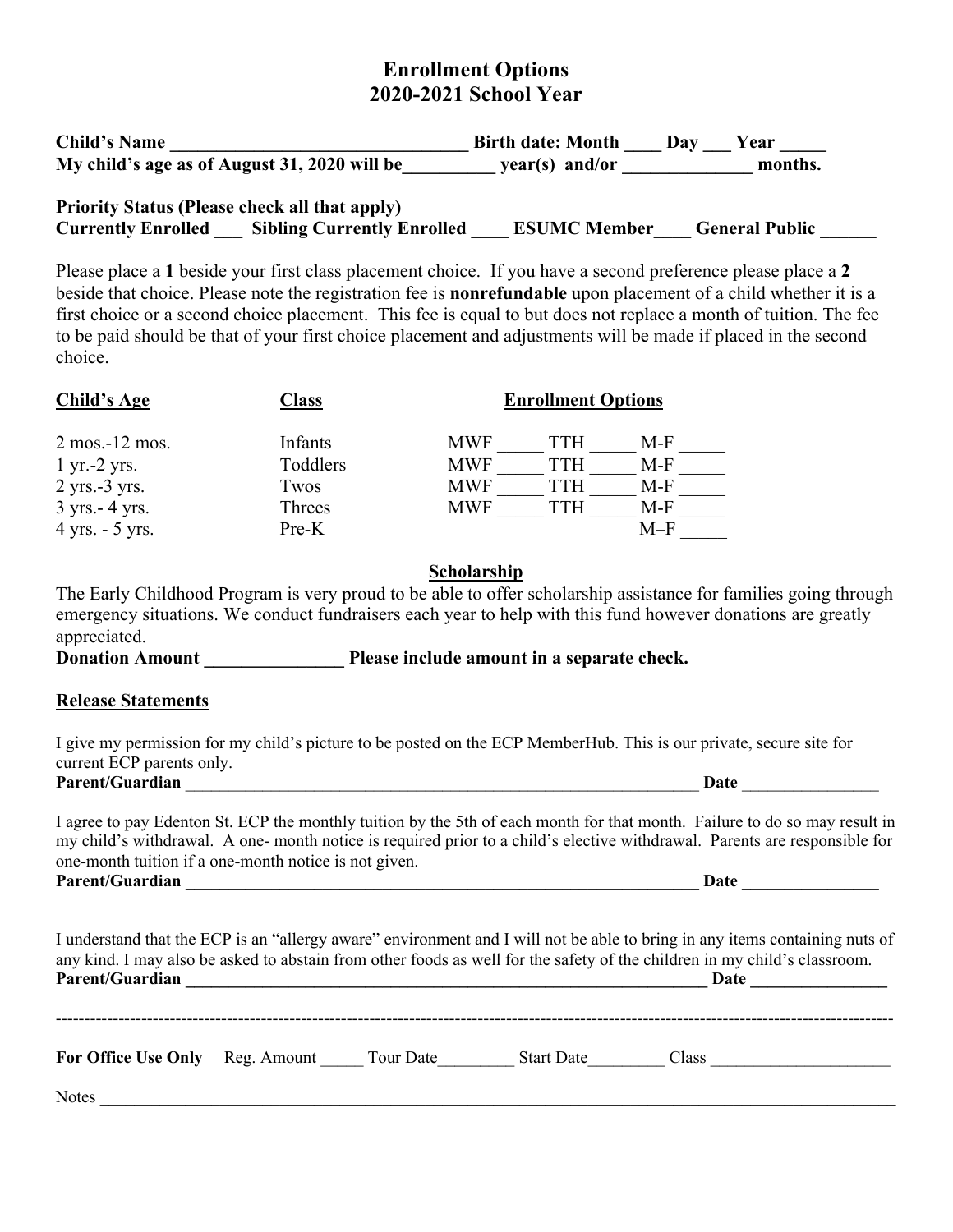# Enrollment Options
# 2020-2021 School Year

**Child's Name ________________________________ Birth date: Month ____ Day ___ Year _____**
**My child's age as of August 31, 2020 will be__________ year(s) and/or ______________ months.**

**Priority Status (Please check all that apply)**
**Currently Enrolled ___ Sibling Currently Enrolled ____ ESUMC Member____ General Public ______**

Please place a **1** beside your first class placement choice. If you have a second preference please place a **2** beside that choice. Please note the registration fee is **nonrefundable** upon placement of a child whether it is a first choice or a second choice placement. This fee is equal to but does not replace a month of tuition. The fee to be paid should be that of your first choice placement and adjustments will be made if placed in the second choice.

| **Child's Age** | **Class** | **Enrollment Options** | | |
|---|---|---|---|---|
| 2 mos.-12 mos. | Infants | MWF _____ | TTH _____ | M-F _____ |
| 1 yr.-2 yrs. | Toddlers | MWF _____ | TTH _____ | M-F _____ |
| 2 yrs.-3 yrs. | Twos | MWF _____ | TTH _____ | M-F _____ |
| 3 yrs.- 4 yrs. | Threes | MWF _____ | TTH _____ | M-F _____ |
| 4 yrs. - 5 yrs. | Pre-K | | | M–F _____ |

## Scholarship

The Early Childhood Program is very proud to be able to offer scholarship assistance for families going through emergency situations. We conduct fundraisers each year to help with this fund however donations are greatly appreciated.

**Donation Amount _______________ Please include amount in a separate check.**

## Release Statements

I give my permission for my child's picture to be posted on the ECP MemberHub. This is our private, secure site for current ECP parents only.

**Parent/Guardian** ________________________________________________________________ **Date** ________________

I agree to pay Edenton St. ECP the monthly tuition by the 5th of each month for that month. Failure to do so may result in my child's withdrawal. A one- month notice is required prior to a child's elective withdrawal. Parents are responsible for one-month tuition if a one-month notice is not given.

**Parent/Guardian ________________________________________________________________ Date ________________**

I understand that the ECP is an "allergy aware" environment and I will not be able to bring in any items containing nuts of any kind. I may also be asked to abstain from other foods as well for the safety of the children in my child's classroom.

**Parent/Guardian ________________________________________________________________ Date ________________**

---

**For Office Use Only** Reg. Amount _____ Tour Date_________ Start Date_________ Class _____________________

Notes ______________________________________________________________________________________________